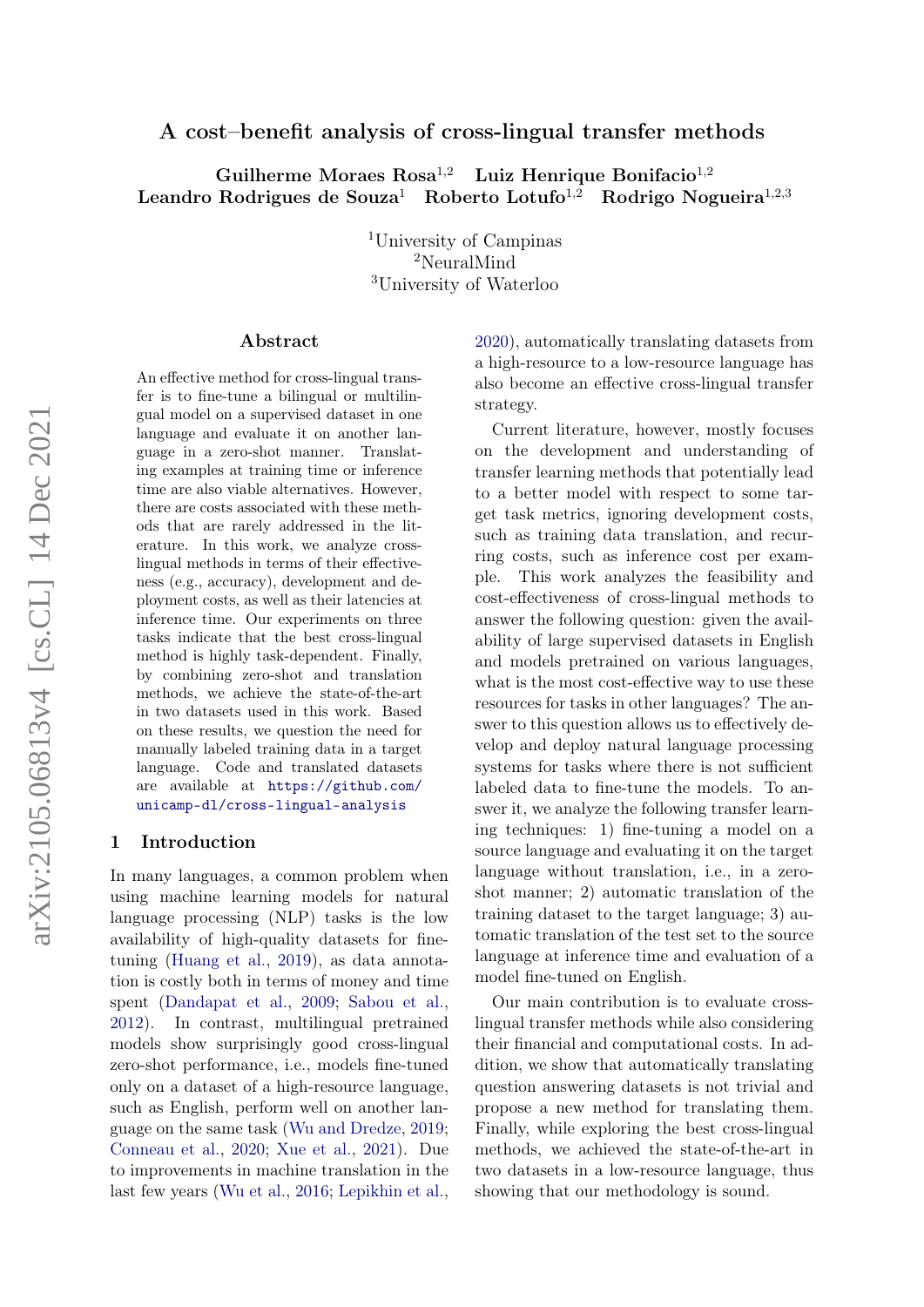# A cost–benefit analysis of cross-lingual transfer methods

**Guilherme Moraes Rosa**[1,2] **Luiz Henrique Bonifacio**[1,2]
**Leandro Rodrigues de Souza**[1] **Roberto Lotufo**[1,2] **Rodrigo Nogueira**[1,2,3]

[1]University of Campinas
[2]NeuralMind
[3]University of Waterloo

## Abstract

An effective method for cross-lingual transfer is to fine-tune a bilingual or multilingual model on a supervised dataset in one language and evaluate it on another language in a zero-shot manner. Translating examples at training time or inference time are also viable alternatives. However, there are costs associated with these methods that are rarely addressed in the literature. In this work, we analyze cross-lingual methods in terms of their effectiveness (e.g., accuracy), development and deployment costs, as well as their latencies at inference time. Our experiments on three tasks indicate that the best cross-lingual method is highly task-dependent. Finally, by combining zero-shot and translation methods, we achieve the state-of-the-art in two datasets used in this work. Based on these results, we question the need for manually labeled training data in a target language. Code and translated datasets are available at https://github.com/unicamp-dl/cross-lingual-analysis

## 1 Introduction

In many languages, a common problem when using machine learning models for natural language processing (NLP) tasks is the low availability of high-quality datasets for fine-tuning (Huang et al., 2019), as data annotation is costly both in terms of money and time spent (Dandapat et al., 2009; Sabou et al., 2012). In contrast, multilingual pretrained models show surprisingly good cross-lingual zero-shot performance, i.e., models fine-tuned only on a dataset of a high-resource language, such as English, perform well on another language on the same task (Wu and Dredze, 2019; Conneau et al., 2020; Xue et al., 2021). Due to improvements in machine translation in the last few years (Wu et al., 2016; Lepikhin et al., 2020), automatically translating datasets from a high-resource to a low-resource language has also become an effective cross-lingual transfer strategy.

Current literature, however, mostly focuses on the development and understanding of transfer learning methods that potentially lead to a better model with respect to some target task metrics, ignoring development costs, such as training data translation, and recurring costs, such as inference cost per example. This work analyzes the feasibility and cost-effectiveness of cross-lingual methods to answer the following question: given the availability of large supervised datasets in English and models pretrained on various languages, what is the most cost-effective way to use these resources for tasks in other languages? The answer to this question allows us to effectively develop and deploy natural language processing systems for tasks where there is not sufficient labeled data to fine-tune the models. To answer it, we analyze the following transfer learning techniques: 1) fine-tuning a model on a source language and evaluating it on the target language without translation, i.e., in a zero-shot manner; 2) automatic translation of the training dataset to the target language; 3) automatic translation of the test set to the source language at inference time and evaluation of a model fine-tuned on English.

Our main contribution is to evaluate cross-lingual transfer methods while also considering their financial and computational costs. In addition, we show that automatically translating question answering datasets is not trivial and propose a new method for translating them. Finally, while exploring the best cross-lingual methods, we achieved the state-of-the-art in two datasets in a low-resource language, thus showing that our methodology is sound.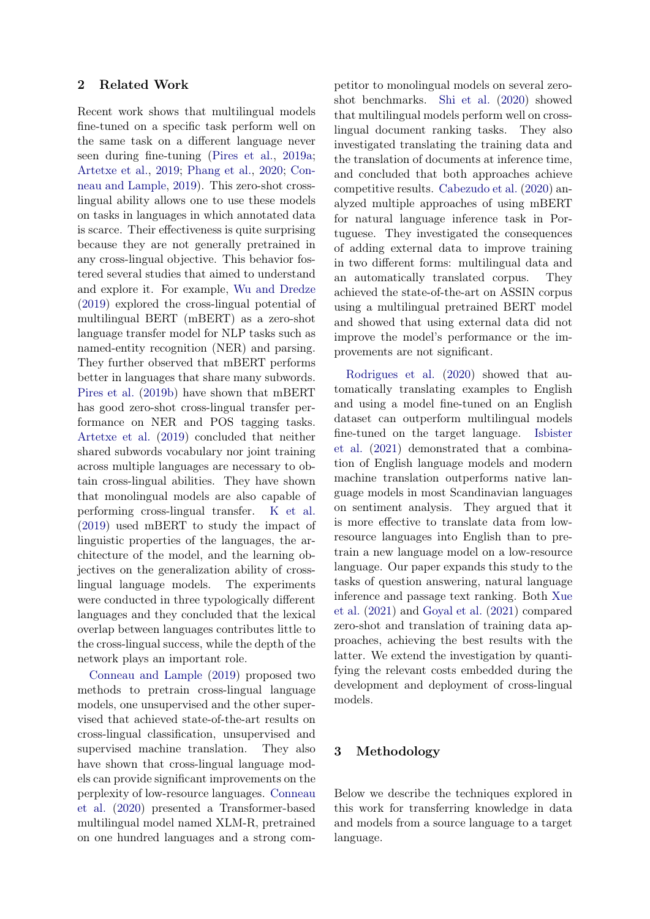## 2 Related Work

Recent work shows that multilingual models fine-tuned on a specific task perform well on the same task on a different language never seen during fine-tuning (Pires et al., 2019a; Artetxe et al., 2019; Phang et al., 2020; Conneau and Lample, 2019). This zero-shot cross-lingual ability allows one to use these models on tasks in languages in which annotated data is scarce. Their effectiveness is quite surprising because they are not generally pretrained in any cross-lingual objective. This behavior fostered several studies that aimed to understand and explore it. For example, Wu and Dredze (2019) explored the cross-lingual potential of multilingual BERT (mBERT) as a zero-shot language transfer model for NLP tasks such as named-entity recognition (NER) and parsing. They further observed that mBERT performs better in languages that share many subwords. Pires et al. (2019b) have shown that mBERT has good zero-shot cross-lingual transfer performance on NER and POS tagging tasks. Artetxe et al. (2019) concluded that neither shared subwords vocabulary nor joint training across multiple languages are necessary to obtain cross-lingual abilities. They have shown that monolingual models are also capable of performing cross-lingual transfer. K et al. (2019) used mBERT to study the impact of linguistic properties of the languages, the architecture of the model, and the learning objectives on the generalization ability of cross-lingual language models. The experiments were conducted in three typologically different languages and they concluded that the lexical overlap between languages contributes little to the cross-lingual success, while the depth of the network plays an important role.

Conneau and Lample (2019) proposed two methods to pretrain cross-lingual language models, one unsupervised and the other supervised that achieved state-of-the-art results on cross-lingual classification, unsupervised and supervised machine translation. They also have shown that cross-lingual language models can provide significant improvements on the perplexity of low-resource languages. Conneau et al. (2020) presented a Transformer-based multilingual model named XLM-R, pretrained on one hundred languages and a strong competitor to monolingual models on several zero-shot benchmarks. Shi et al. (2020) showed that multilingual models perform well on cross-lingual document ranking tasks. They also investigated translating the training data and the translation of documents at inference time, and concluded that both approaches achieve competitive results. Cabezudo et al. (2020) analyzed multiple approaches of using mBERT for natural language inference task in Portuguese. They investigated the consequences of adding external data to improve training in two different forms: multilingual data and an automatically translated corpus. They achieved the state-of-the-art on ASSIN corpus using a multilingual pretrained BERT model and showed that using external data did not improve the model's performance or the improvements are not significant.

Rodrigues et al. (2020) showed that automatically translating examples to English and using a model fine-tuned on an English dataset can outperform multilingual models fine-tuned on the target language. Isbister et al. (2021) demonstrated that a combination of English language models and modern machine translation outperforms native language models in most Scandinavian languages on sentiment analysis. They argued that it is more effective to translate data from low-resource languages into English than to pretrain a new language model on a low-resource language. Our paper expands this study to the tasks of question answering, natural language inference and passage text ranking. Both Xue et al. (2021) and Goyal et al. (2021) compared zero-shot and translation of training data approaches, achieving the best results with the latter. We extend the investigation by quantifying the relevant costs embedded during the development and deployment of cross-lingual models.

## 3 Methodology

Below we describe the techniques explored in this work for transferring knowledge in data and models from a source language to a target language.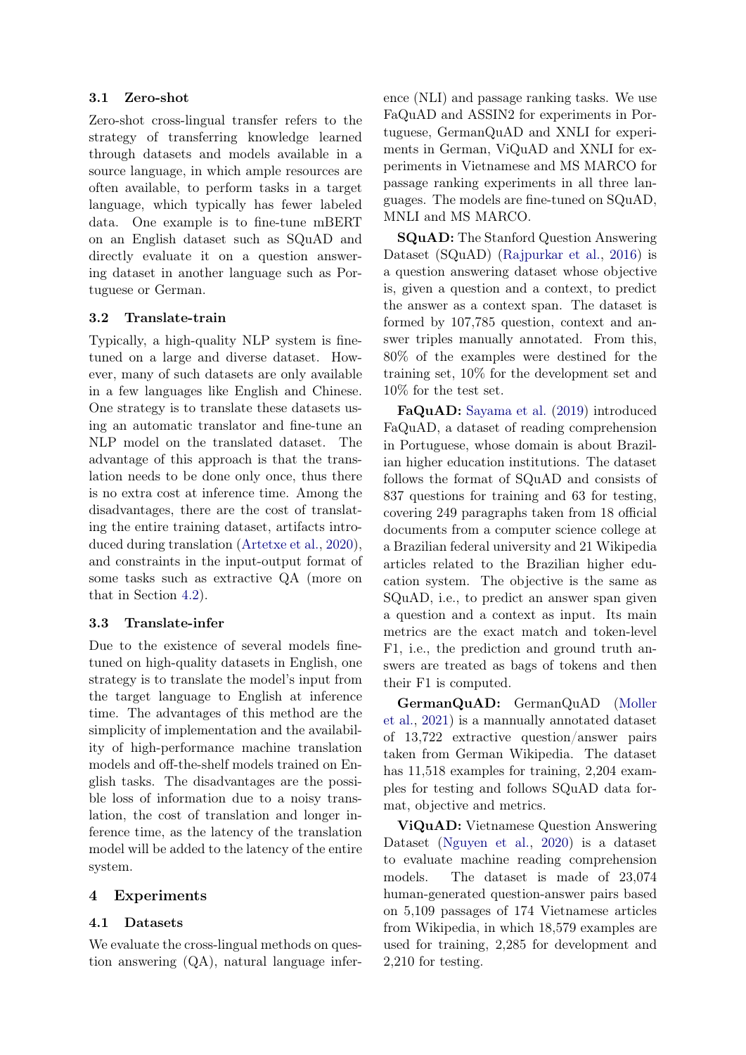### 3.1 Zero-shot

Zero-shot cross-lingual transfer refers to the strategy of transferring knowledge learned through datasets and models available in a source language, in which ample resources are often available, to perform tasks in a target language, which typically has fewer labeled data. One example is to fine-tune mBERT on an English dataset such as SQuAD and directly evaluate it on a question answering dataset in another language such as Portuguese or German.

### 3.2 Translate-train

Typically, a high-quality NLP system is fine-tuned on a large and diverse dataset. However, many of such datasets are only available in a few languages like English and Chinese. One strategy is to translate these datasets using an automatic translator and fine-tune an NLP model on the translated dataset. The advantage of this approach is that the translation needs to be done only once, thus there is no extra cost at inference time. Among the disadvantages, there are the cost of translating the entire training dataset, artifacts introduced during translation (Artetxe et al., 2020), and constraints in the input-output format of some tasks such as extractive QA (more on that in Section 4.2).

### 3.3 Translate-infer

Due to the existence of several models fine-tuned on high-quality datasets in English, one strategy is to translate the model's input from the target language to English at inference time. The advantages of this method are the simplicity of implementation and the availability of high-performance machine translation models and off-the-shelf models trained on English tasks. The disadvantages are the possible loss of information due to a noisy translation, the cost of translation and longer inference time, as the latency of the translation model will be added to the latency of the entire system.

## 4 Experiments

### 4.1 Datasets

We evaluate the cross-lingual methods on question answering (QA), natural language inference (NLI) and passage ranking tasks. We use FaQuAD and ASSIN2 for experiments in Portuguese, GermanQuAD and XNLI for experiments in German, ViQuAD and XNLI for experiments in Vietnamese and MS MARCO for passage ranking experiments in all three languages. The models are fine-tuned on SQuAD, MNLI and MS MARCO.

**SQuAD:** The Stanford Question Answering Dataset (SQuAD) (Rajpurkar et al., 2016) is a question answering dataset whose objective is, given a question and a context, to predict the answer as a context span. The dataset is formed by 107,785 question, context and answer triples manually annotated. From this, 80% of the examples were destined for the training set, 10% for the development set and 10% for the test set.

**FaQuAD:** Sayama et al. (2019) introduced FaQuAD, a dataset of reading comprehension in Portuguese, whose domain is about Brazilian higher education institutions. The dataset follows the format of SQuAD and consists of 837 questions for training and 63 for testing, covering 249 paragraphs taken from 18 official documents from a computer science college at a Brazilian federal university and 21 Wikipedia articles related to the Brazilian higher education system. The objective is the same as SQuAD, i.e., to predict an answer span given a question and a context as input. Its main metrics are the exact match and token-level F1, i.e., the prediction and ground truth answers are treated as bags of tokens and then their F1 is computed.

**GermanQuAD:** GermanQuAD (Moller et al., 2021) is a manually annotated dataset of 13,722 extractive question/answer pairs taken from German Wikipedia. The dataset has 11,518 examples for training, 2,204 examples for testing and follows SQuAD data format, objective and metrics.

**ViQuAD:** Vietnamese Question Answering Dataset (Nguyen et al., 2020) is a dataset to evaluate machine reading comprehension models. The dataset is made of 23,074 human-generated question-answer pairs based on 5,109 passages of 174 Vietnamese articles from Wikipedia, in which 18,579 examples are used for training, 2,285 for development and 2,210 for testing.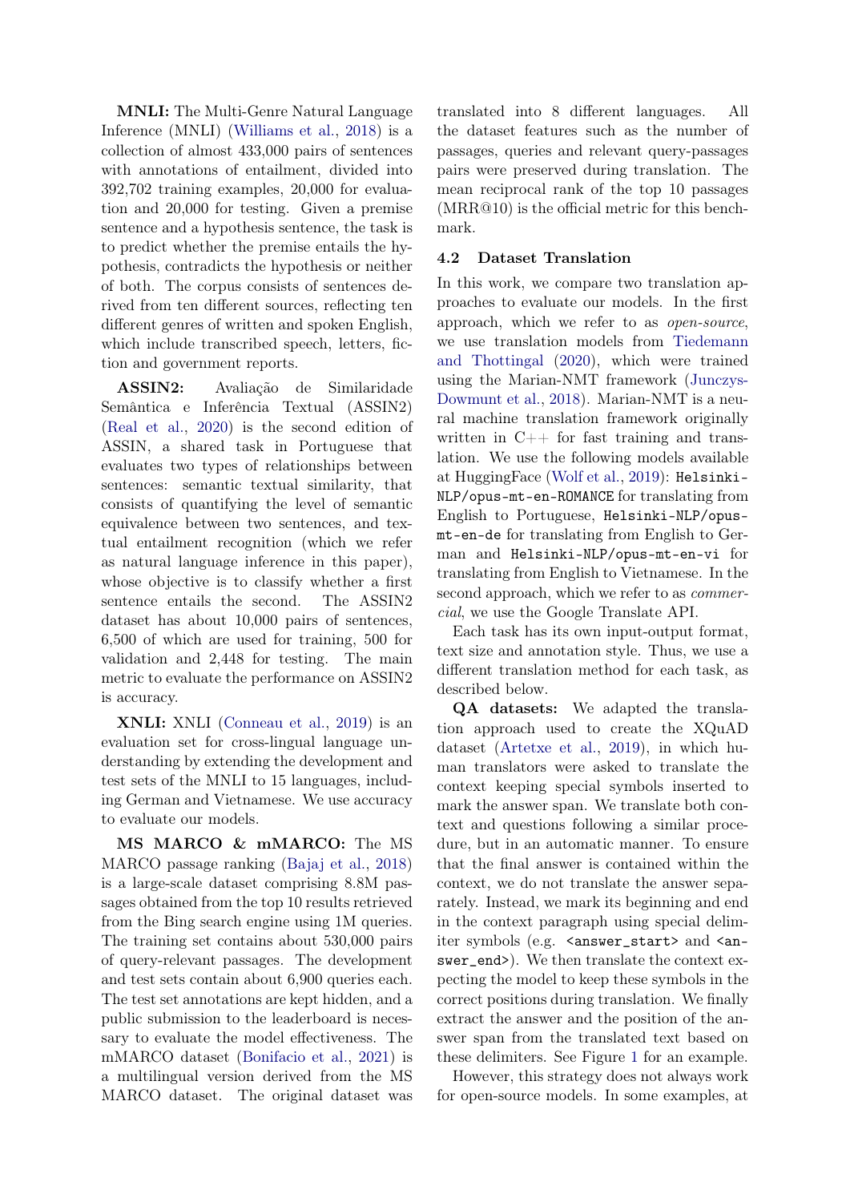**MNLI:** The Multi-Genre Natural Language Inference (MNLI) (Williams et al., 2018) is a collection of almost 433,000 pairs of sentences with annotations of entailment, divided into 392,702 training examples, 20,000 for evaluation and 20,000 for testing. Given a premise sentence and a hypothesis sentence, the task is to predict whether the premise entails the hypothesis, contradicts the hypothesis or neither of both. The corpus consists of sentences derived from ten different sources, reflecting ten different genres of written and spoken English, which include transcribed speech, letters, fiction and government reports.

**ASSIN2:** Avaliação de Similaridade Semântica e Inferência Textual (ASSIN2) (Real et al., 2020) is the second edition of ASSIN, a shared task in Portuguese that evaluates two types of relationships between sentences: semantic textual similarity, that consists of quantifying the level of semantic equivalence between two sentences, and textual entailment recognition (which we refer as natural language inference in this paper), whose objective is to classify whether a first sentence entails the second. The ASSIN2 dataset has about 10,000 pairs of sentences, 6,500 of which are used for training, 500 for validation and 2,448 for testing. The main metric to evaluate the performance on ASSIN2 is accuracy.

**XNLI:** XNLI (Conneau et al., 2019) is an evaluation set for cross-lingual language understanding by extending the development and test sets of the MNLI to 15 languages, including German and Vietnamese. We use accuracy to evaluate our models.

**MS MARCO & mMARCO:** The MS MARCO passage ranking (Bajaj et al., 2018) is a large-scale dataset comprising 8.8M passages obtained from the top 10 results retrieved from the Bing search engine using 1M queries. The training set contains about 530,000 pairs of query-relevant passages. The development and test sets contain about 6,900 queries each. The test set annotations are kept hidden, and a public submission to the leaderboard is necessary to evaluate the model effectiveness. The mMARCO dataset (Bonifacio et al., 2021) is a multilingual version derived from the MS MARCO dataset. The original dataset was translated into 8 different languages. All the dataset features such as the number of passages, queries and relevant query-passages pairs were preserved during translation. The mean reciprocal rank of the top 10 passages (MRR@10) is the official metric for this benchmark.

### 4.2 Dataset Translation

In this work, we compare two translation approaches to evaluate our models. In the first approach, which we refer to as *open-source*, we use translation models from Tiedemann and Thottingal (2020), which were trained using the Marian-NMT framework (Junczys-Dowmunt et al., 2018). Marian-NMT is a neural machine translation framework originally written in C++ for fast training and translation. We use the following models available at HuggingFace (Wolf et al., 2019): `Helsinki-NLP/opus-mt-en-ROMANCE` for translating from English to Portuguese, `Helsinki-NLP/opus-mt-en-de` for translating from English to German and `Helsinki-NLP/opus-mt-en-vi` for translating from English to Vietnamese. In the second approach, which we refer to as *commercial*, we use the Google Translate API.

Each task has its own input-output format, text size and annotation style. Thus, we use a different translation method for each task, as described below.

**QA datasets:** We adapted the translation approach used to create the XQuAD dataset (Artetxe et al., 2019), in which human translators were asked to translate the context keeping special symbols inserted to mark the answer span. We translate both context and questions following a similar procedure, but in an automatic manner. To ensure that the final answer is contained within the context, we do not translate the answer separately. Instead, we mark its beginning and end in the context paragraph using special delimiter symbols (e.g. `<answer_start>` and `<answer_end>`). We then translate the context expecting the model to keep these symbols in the correct positions during translation. We finally extract the answer and the position of the answer span from the translated text based on these delimiters. See Figure 1 for an example.

However, this strategy does not always work for open-source models. In some examples, at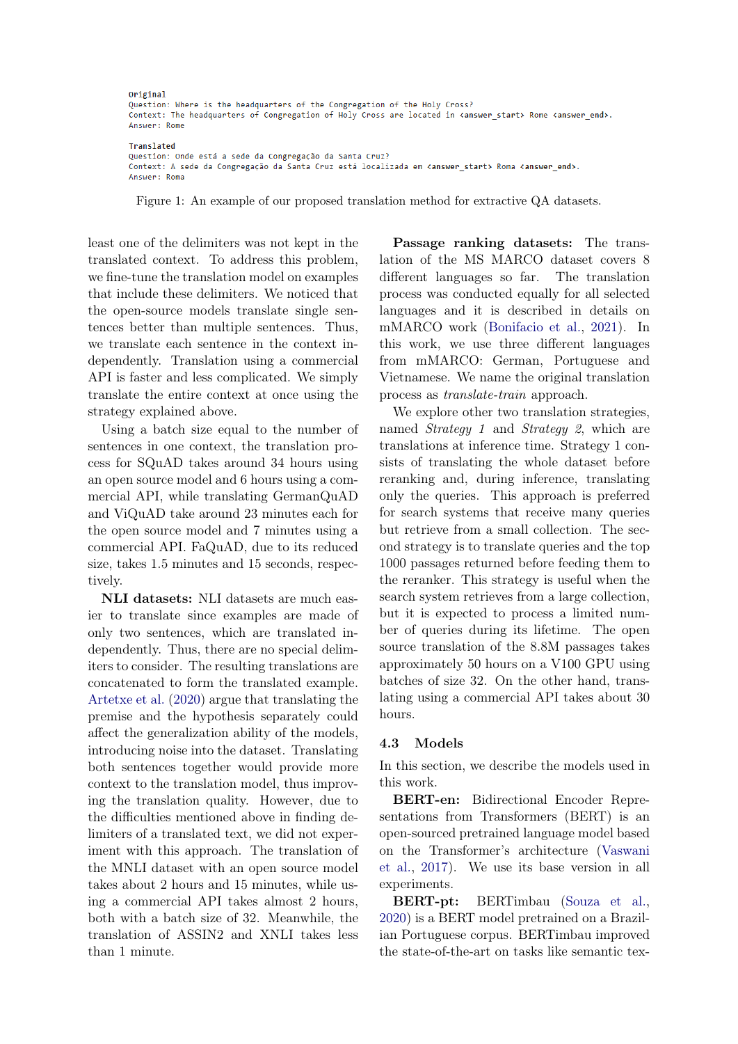```
Original
Question: Where is the headquarters of the Congregation of the Holy Cross?
Context: The headquarters of Congregation of Holy Cross are located in <answer_start> Rome <answer_end>.
Answer: Rome

Translated
Question: Onde está a sede da Congregação da Santa Cruz?
Context: A sede da Congregação da Santa Cruz está localizada em <answer_start> Roma <answer_end>.
Answer: Roma
```

Figure 1: An example of our proposed translation method for extractive QA datasets.

least one of the delimiters was not kept in the translated context. To address this problem, we fine-tune the translation model on examples that include these delimiters. We noticed that the open-source models translate single sentences better than multiple sentences. Thus, we translate each sentence in the context independently. Translation using a commercial API is faster and less complicated. We simply translate the entire context at once using the strategy explained above.

Using a batch size equal to the number of sentences in one context, the translation process for SQuAD takes around 34 hours using an open source model and 6 hours using a commercial API, while translating GermanQuAD and ViQuAD take around 23 minutes each for the open source model and 7 minutes using a commercial API. FaQuAD, due to its reduced size, takes 1.5 minutes and 15 seconds, respectively.

**NLI datasets:** NLI datasets are much easier to translate since examples are made of only two sentences, which are translated independently. Thus, there are no special delimiters to consider. The resulting translations are concatenated to form the translated example. Artetxe et al. (2020) argue that translating the premise and the hypothesis separately could affect the generalization ability of the models, introducing noise into the dataset. Translating both sentences together would provide more context to the translation model, thus improving the translation quality. However, due to the difficulties mentioned above in finding delimiters of a translated text, we did not experiment with this approach. The translation of the MNLI dataset with an open source model takes about 2 hours and 15 minutes, while using a commercial API takes almost 2 hours, both with a batch size of 32. Meanwhile, the translation of ASSIN2 and XNLI takes less than 1 minute.

**Passage ranking datasets:** The translation of the MS MARCO dataset covers 8 different languages so far. The translation process was conducted equally for all selected languages and it is described in details on mMARCO work (Bonifacio et al., 2021). In this work, we use three different languages from mMARCO: German, Portuguese and Vietnamese. We name the original translation process as *translate-train* approach.

We explore other two translation strategies, named *Strategy 1* and *Strategy 2*, which are translations at inference time. Strategy 1 consists of translating the whole dataset before reranking and, during inference, translating only the queries. This approach is preferred for search systems that receive many queries but retrieve from a small collection. The second strategy is to translate queries and the top 1000 passages returned before feeding them to the reranker. This strategy is useful when the search system retrieves from a large collection, but it is expected to process a limited number of queries during its lifetime. The open source translation of the 8.8M passages takes approximately 50 hours on a V100 GPU using batches of size 32. On the other hand, translating using a commercial API takes about 30 hours.

### 4.3 Models

In this section, we describe the models used in this work.

**BERT-en:** Bidirectional Encoder Representations from Transformers (BERT) is an open-sourced pretrained language model based on the Transformer's architecture (Vaswani et al., 2017). We use its base version in all experiments.

**BERT-pt:** BERTimbau (Souza et al., 2020) is a BERT model pretrained on a Brazilian Portuguese corpus. BERTimbau improved the state-of-the-art on tasks like semantic tex-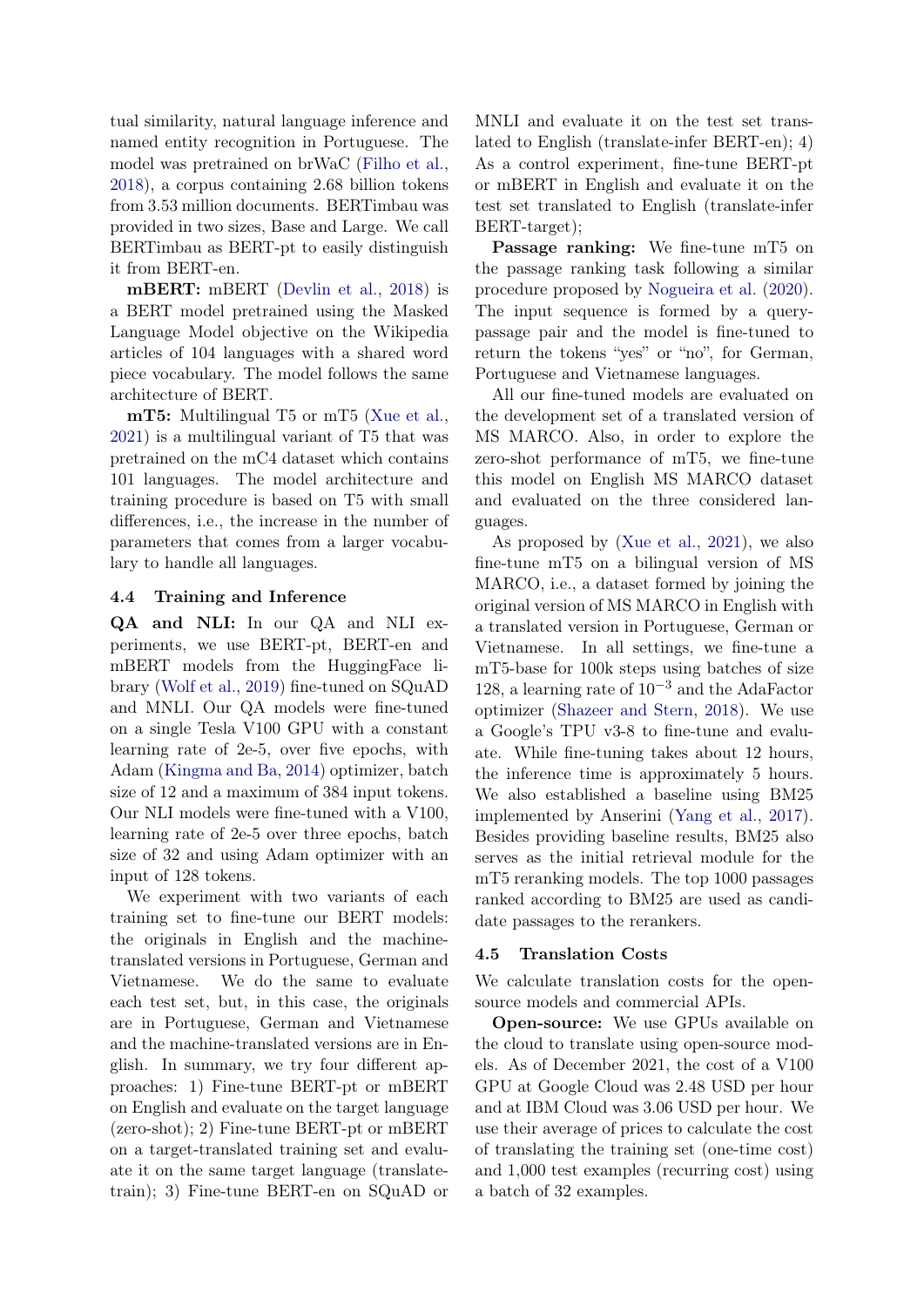tual similarity, natural language inference and named entity recognition in Portuguese. The model was pretrained on brWaC (Filho et al., 2018), a corpus containing 2.68 billion tokens from 3.53 million documents. BERTimbau was provided in two sizes, Base and Large. We call BERTimbau as BERT-pt to easily distinguish it from BERT-en.

**mBERT:** mBERT (Devlin et al., 2018) is a BERT model pretrained using the Masked Language Model objective on the Wikipedia articles of 104 languages with a shared word piece vocabulary. The model follows the same architecture of BERT.

**mT5:** Multilingual T5 or mT5 (Xue et al., 2021) is a multilingual variant of T5 that was pretrained on the mC4 dataset which contains 101 languages. The model architecture and training procedure is based on T5 with small differences, i.e., the increase in the number of parameters that comes from a larger vocabulary to handle all languages.

### 4.4 Training and Inference

**QA and NLI:** In our QA and NLI experiments, we use BERT-pt, BERT-en and mBERT models from the HuggingFace library (Wolf et al., 2019) fine-tuned on SQuAD and MNLI. Our QA models were fine-tuned on a single Tesla V100 GPU with a constant learning rate of 2e-5, over five epochs, with Adam (Kingma and Ba, 2014) optimizer, batch size of 12 and a maximum of 384 input tokens. Our NLI models were fine-tuned with a V100, learning rate of 2e-5 over three epochs, batch size of 32 and using Adam optimizer with an input of 128 tokens.

We experiment with two variants of each training set to fine-tune our BERT models: the originals in English and the machine-translated versions in Portuguese, German and Vietnamese. We do the same to evaluate each test set, but, in this case, the originals are in Portuguese, German and Vietnamese and the machine-translated versions are in English. In summary, we try four different approaches: 1) Fine-tune BERT-pt or mBERT on English and evaluate on the target language (zero-shot); 2) Fine-tune BERT-pt or mBERT on a target-translated training set and evaluate it on the same target language (translate-train); 3) Fine-tune BERT-en on SQuAD or MNLI and evaluate it on the test set translated to English (translate-infer BERT-en); 4) As a control experiment, fine-tune BERT-pt or mBERT in English and evaluate it on the test set translated to English (translate-infer BERT-target);

**Passage ranking:** We fine-tune mT5 on the passage ranking task following a similar procedure proposed by Nogueira et al. (2020). The input sequence is formed by a query-passage pair and the model is fine-tuned to return the tokens "yes" or "no", for German, Portuguese and Vietnamese languages.

All our fine-tuned models are evaluated on the development set of a translated version of MS MARCO. Also, in order to explore the zero-shot performance of mT5, we fine-tune this model on English MS MARCO dataset and evaluated on the three considered languages.

As proposed by (Xue et al., 2021), we also fine-tune mT5 on a bilingual version of MS MARCO, i.e., a dataset formed by joining the original version of MS MARCO in English with a translated version in Portuguese, German or Vietnamese. In all settings, we fine-tune a mT5-base for 100k steps using batches of size 128, a learning rate of $10^{-3}$ and the AdaFactor optimizer (Shazeer and Stern, 2018). We use a Google's TPU v3-8 to fine-tune and evaluate. While fine-tuning takes about 12 hours, the inference time is approximately 5 hours. We also established a baseline using BM25 implemented by Anserini (Yang et al., 2017). Besides providing baseline results, BM25 also serves as the initial retrieval module for the mT5 reranking models. The top 1000 passages ranked according to BM25 are used as candidate passages to the rerankers.

### 4.5 Translation Costs

We calculate translation costs for the open-source models and commercial APIs.

**Open-source:** We use GPUs available on the cloud to translate using open-source models. As of December 2021, the cost of a V100 GPU at Google Cloud was 2.48 USD per hour and at IBM Cloud was 3.06 USD per hour. We use their average of prices to calculate the cost of translating the training set (one-time cost) and 1,000 test examples (recurring cost) using a batch of 32 examples.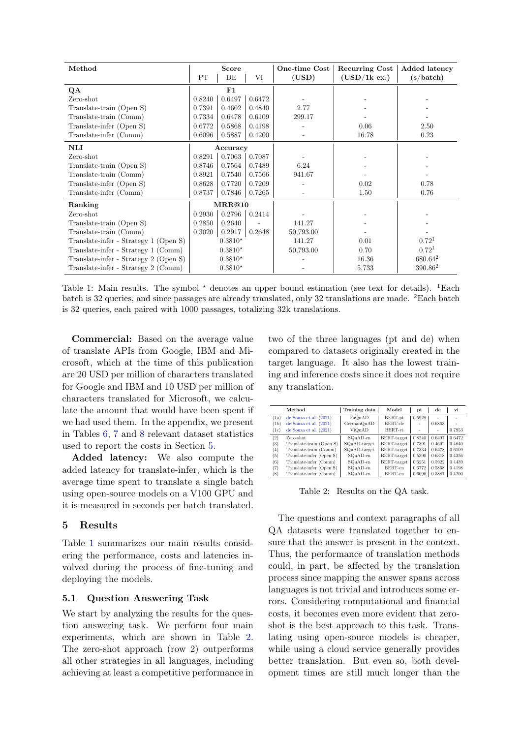| Method | Score | | | One-time Cost (USD) | Recurring Cost (USD/1k ex.) | Added latency (s/batch) |
|---|---|---|---|---|---|---|
| | PT | DE | VI | | | |
| **QA** | **F1** | | | | | |
| Zero-shot | 0.8240 | 0.6497 | 0.6472 | - | - | - |
| Translate-train (Open S) | 0.7391 | 0.4602 | 0.4840 | 2.77 | - | - |
| Translate-train (Comm) | 0.7334 | 0.6478 | 0.6109 | 299.17 | - | - |
| Translate-infer (Open S) | 0.6772 | 0.5868 | 0.4198 | - | 0.06 | 2.50 |
| Translate-infer (Comm) | 0.6096 | 0.5887 | 0.4200 | - | 16.78 | 0.23 |
| **NLI** | **Accuracy** | | | | | |
| Zero-shot | 0.8291 | 0.7063 | 0.7087 | - | - | - |
| Translate-train (Open S) | 0.8746 | 0.7564 | 0.7489 | 6.24 | - | - |
| Translate-train (Comm) | 0.8921 | 0.7540 | 0.7566 | 941.67 | - | - |
| Translate-infer (Open S) | 0.8628 | 0.7720 | 0.7209 | - | 0.02 | 0.78 |
| Translate-infer (Comm) | 0.8737 | 0.7846 | 0.7265 | - | 1.50 | 0.76 |
| **Ranking** | **MRR@10** | | | | | |
| Zero-shot | 0.2930 | 0.2796 | 0.2414 | - | - | - |
| Translate-train (Open S) | 0.2850 | 0.2640 | - | 141.27 | - | - |
| Translate-train (Comm) | 0.3020 | 0.2917 | 0.2648 | 50,793.00 | - | - |
| Translate-infer - Strategy 1 (Open S) | 0.3810* | | | 141.27 | 0.01 | 0.72[1] |
| Translate-infer - Strategy 1 (Comm) | 0.3810* | | | 50,793.00 | 0.70 | 0.72[1] |
| Translate-infer - Strategy 2 (Open S) | 0.3810* | | | - | 16.36 | 680.64[2] |
| Translate-infer - Strategy 2 (Comm) | 0.3810* | | | - | 5,733 | 390.86[2] |

Table 1: Main results. The symbol * denotes an upper bound estimation (see text for details). [1]Each batch is 32 queries, and since passages are already translated, only 32 translations are made. [2]Each batch is 32 queries, each paired with 1000 passages, totalizing 32k translations.

**Commercial:** Based on the average value of translate APIs from Google, IBM and Microsoft, which at the time of this publication are 20 USD per million of characters translated for Google and IBM and 10 USD per million of characters translated for Microsoft, we calculate the amount that would have been spent if we had used them. In the appendix, we present in Tables 6, 7 and 8 relevant dataset statistics used to report the costs in Section 5.

**Added latency:** We also compute the added latency for translate-infer, which is the average time spent to translate a single batch using open-source models on a V100 GPU and it is measured in seconds per batch translated.

## 5 Results

Table 1 summarizes our main results considering the performance, costs and latencies involved during the process of fine-tuning and deploying the models.

### 5.1 Question Answering Task

We start by analyzing the results for the question answering task. We perform four main experiments, which are shown in Table 2. The zero-shot approach (row 2) outperforms all other strategies in all languages, including achieving at least a competitive performance in two of the three languages (pt and de) when compared to datasets originally created in the target language. It also has the lowest training and inference costs since it does not require any translation.

| | Method | Training data | Model | pt | de | vi |
|---|---|---|---|---|---|---|
| (1a) | de Souza et al. (2021) | FaQuAD | BERT-pt | 0.5928 | - | - |
| (1b) | de Souza et al. (2021) | GermanQuAD | BERT-de | - | 0.6863 | - |
| (1c) | de Souza et al. (2021) | ViQuAD | BERT-vi | - | - | 0.7953 |
| (2) | Zero-shot | SQuAD-en | BERT-target | 0.8240 | 0.6497 | 0.6472 |
| (3) | Translate-train (Open S) | SQuAD-target | BERT-target | 0.7391 | 0.4602 | 0.4840 |
| (4) | Translate-train (Comm) | SQuAD-target | BERT-target | 0.7334 | 0.6478 | 0.6109 |
| (5) | Translate-infer (Open S) | SQuAD-en | BERT-target | 0.5390 | 0.6318 | 0.4356 |
| (6) | Translate-infer (Comm) | SQuAD-en | BERT-target | 0.6251 | 0.5922 | 0.4439 |
| (7) | Translate-infer (Open S) | SQuAD-en | BERT-en | 0.6772 | 0.5868 | 0.4198 |
| (8) | Translate-infer (Comm) | SQuAD-en | BERT-en | 0.6096 | 0.5887 | 0.4200 |

Table 2: Results on the QA task.

The questions and context paragraphs of all QA datasets were translated together to ensure that the answer is present in the context. Thus, the performance of translation methods could, in part, be affected by the translation process since mapping the answer spans across languages is not trivial and introduces some errors. Considering computational and financial costs, it becomes even more evident that zero-shot is the best approach to this task. Translating using open-source models is cheaper, while using a cloud service generally provides better translation. But even so, both development times are still much longer than the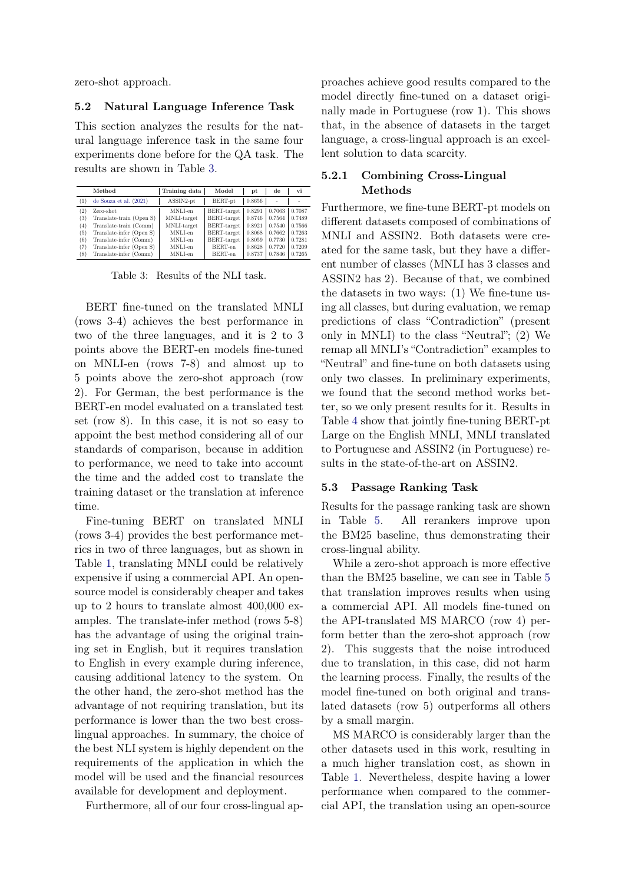zero-shot approach.

### 5.2 Natural Language Inference Task

This section analyzes the results for the natural language inference task in the same four experiments done before for the QA task. The results are shown in Table 3.

| | Method | Training data | Model | pt | de | vi |
|---|---|---|---|---|---|---|
| (1) | de Souza et al. (2021) | ASSIN2-pt | BERT-pt | 0.8656 | - | - |
| (2) | Zero-shot | MNLI-en | BERT-target | 0.8291 | 0.7063 | 0.7087 |
| (3) | Translate-train (Open S) | MNLI-target | BERT-target | 0.8746 | 0.7564 | 0.7489 |
| (4) | Translate-train (Comm) | MNLI-target | BERT-target | 0.8921 | 0.7540 | 0.7566 |
| (5) | Translate-infer (Open S) | MNLI-en | BERT-target | 0.8068 | 0.7662 | 0.7263 |
| (6) | Translate-infer (Comm) | MNLI-en | BERT-target | 0.8059 | 0.7730 | 0.7281 |
| (7) | Translate-infer (Open S) | MNLI-en | BERT-en | 0.8628 | 0.7720 | 0.7209 |
| (8) | Translate-infer (Comm) | MNLI-en | BERT-en | 0.8737 | 0.7846 | 0.7265 |

Table 3: Results of the NLI task.

BERT fine-tuned on the translated MNLI (rows 3-4) achieves the best performance in two of the three languages, and it is 2 to 3 points above the BERT-en models fine-tuned on MNLI-en (rows 7-8) and almost up to 5 points above the zero-shot approach (row 2). For German, the best performance is the BERT-en model evaluated on a translated test set (row 8). In this case, it is not so easy to appoint the best method considering all of our standards of comparison, because in addition to performance, we need to take into account the time and the added cost to translate the training dataset or the translation at inference time.

Fine-tuning BERT on translated MNLI (rows 3-4) provides the best performance metrics in two of three languages, but as shown in Table 1, translating MNLI could be relatively expensive if using a commercial API. An open-source model is considerably cheaper and takes up to 2 hours to translate almost 400,000 examples. The translate-infer method (rows 5-8) has the advantage of using the original training set in English, but it requires translation to English in every example during inference, causing additional latency to the system. On the other hand, the zero-shot method has the advantage of not requiring translation, but its performance is lower than the two best cross-lingual approaches. In summary, the choice of the best NLI system is highly dependent on the requirements of the application in which the model will be used and the financial resources available for development and deployment.

Furthermore, all of our four cross-lingual approaches achieve good results compared to the model directly fine-tuned on a dataset originally made in Portuguese (row 1). This shows that, in the absence of datasets in the target language, a cross-lingual approach is an excellent solution to data scarcity.

#### 5.2.1 Combining Cross-Lingual Methods

Furthermore, we fine-tune BERT-pt models on different datasets composed of combinations of MNLI and ASSIN2. Both datasets were created for the same task, but they have a different number of classes (MNLI has 3 classes and ASSIN2 has 2). Because of that, we combined the datasets in two ways: (1) We fine-tune using all classes, but during evaluation, we remap predictions of class "Contradiction" (present only in MNLI) to the class "Neutral"; (2) We remap all MNLI's "Contradiction" examples to "Neutral" and fine-tune on both datasets using only two classes. In preliminary experiments, we found that the second method works better, so we only present results for it. Results in Table 4 show that jointly fine-tuning BERT-pt Large on the English MNLI, MNLI translated to Portuguese and ASSIN2 (in Portuguese) results in the state-of-the-art on ASSIN2.

### 5.3 Passage Ranking Task

Results for the passage ranking task are shown in Table 5. All rerankers improve upon the BM25 baseline, thus demonstrating their cross-lingual ability.

While a zero-shot approach is more effective than the BM25 baseline, we can see in Table 5 that translation improves results when using a commercial API. All models fine-tuned on the API-translated MS MARCO (row 4) perform better than the zero-shot approach (row 2). This suggests that the noise introduced due to translation, in this case, did not harm the learning process. Finally, the results of the model fine-tuned on both original and translated datasets (row 5) outperforms all others by a small margin.

MS MARCO is considerably larger than the other datasets used in this work, resulting in a much higher translation cost, as shown in Table 1. Nevertheless, despite having a lower performance when compared to the commercial API, the translation using an open-source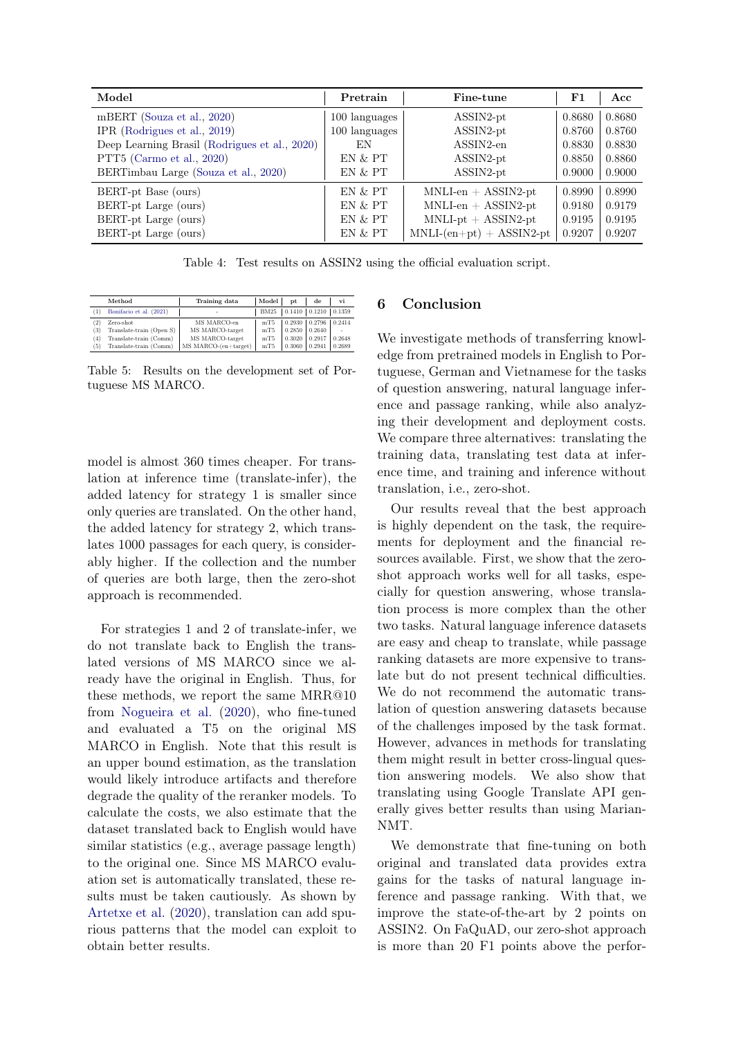| Model | Pretrain | Fine-tune | F1 | Acc |
|---|---|---|---|---|
| mBERT (Souza et al., 2020) | 100 languages | ASSIN2-pt | 0.8680 | 0.8680 |
| IPR (Rodrigues et al., 2019) | 100 languages | ASSIN2-pt | 0.8760 | 0.8760 |
| Deep Learning Brasil (Rodrigues et al., 2020) | EN | ASSIN2-en | 0.8830 | 0.8830 |
| PTT5 (Carmo et al., 2020) | EN & PT | ASSIN2-pt | 0.8850 | 0.8860 |
| BERTimbau Large (Souza et al., 2020) | EN & PT | ASSIN2-pt | 0.9000 | 0.9000 |
| BERT-pt Base (ours) | EN & PT | MNLI-en + ASSIN2-pt | 0.8990 | 0.8990 |
| BERT-pt Large (ours) | EN & PT | MNLI-en + ASSIN2-pt | 0.9180 | 0.9179 |
| BERT-pt Large (ours) | EN & PT | MNLI-pt + ASSIN2-pt | 0.9195 | 0.9195 |
| BERT-pt Large (ours) | EN & PT | MNLI-(en+pt) + ASSIN2-pt | 0.9207 | 0.9207 |

Table 4: Test results on ASSIN2 using the official evaluation script.

| | Method | Training data | Model | pt | de | vi |
|---|---|---|---|---|---|---|
| (1) | Bonifacio et al. (2021) | - | BM25 | 0.1410 | 0.1210 | 0.1359 |
| (2) | Zero-shot | MS MARCO-en | mT5 | 0.2930 | 0.2796 | 0.2414 |
| (3) | Translate-train (Open S) | MS MARCO-target | mT5 | 0.2850 | 0.2640 | - |
| (4) | Translate-train (Comm) | MS MARCO-target | mT5 | 0.3020 | 0.2917 | 0.2648 |
| (5) | Translate-train (Comm) | MS MARCO-(en+target) | mT5 | 0.3060 | 0.2941 | 0.2689 |

Table 5: Results on the development set of Portuguese MS MARCO.

model is almost 360 times cheaper. For translation at inference time (translate-infer), the added latency for strategy 1 is smaller since only queries are translated. On the other hand, the added latency for strategy 2, which translates 1000 passages for each query, is considerably higher. If the collection and the number of queries are both large, then the zero-shot approach is recommended.

For strategies 1 and 2 of translate-infer, we do not translate back to English the translated versions of MS MARCO since we already have the original in English. Thus, for these methods, we report the same MRR@10 from Nogueira et al. (2020), who fine-tuned and evaluated a T5 on the original MS MARCO in English. Note that this result is an upper bound estimation, as the translation would likely introduce artifacts and therefore degrade the quality of the reranker models. To calculate the costs, we also estimate that the dataset translated back to English would have similar statistics (e.g., average passage length) to the original one. Since MS MARCO evaluation set is automatically translated, these results must be taken cautiously. As shown by Artetxe et al. (2020), translation can add spurious patterns that the model can exploit to obtain better results.

## 6 Conclusion

We investigate methods of transferring knowledge from pretrained models in English to Portuguese, German and Vietnamese for the tasks of question answering, natural language inference and passage ranking, while also analyzing their development and deployment costs. We compare three alternatives: translating the training data, translating test data at inference time, and training and inference without translation, i.e., zero-shot.

Our results reveal that the best approach is highly dependent on the task, the requirements for deployment and the financial resources available. First, we show that the zero-shot approach works well for all tasks, especially for question answering, whose translation process is more complex than the other two tasks. Natural language inference datasets are easy and cheap to translate, while passage ranking datasets are more expensive to translate but do not present technical difficulties. We do not recommend the automatic translation of question answering datasets because of the challenges imposed by the task format. However, advances in methods for translating them might result in better cross-lingual question answering models. We also show that translating using Google Translate API generally gives better results than using MarianNMT.

We demonstrate that fine-tuning on both original and translated data provides extra gains for the tasks of natural language inference and passage ranking. With that, we improve the state-of-the-art by 2 points on ASSIN2. On FaQuAD, our zero-shot approach is more than 20 F1 points above the perfor-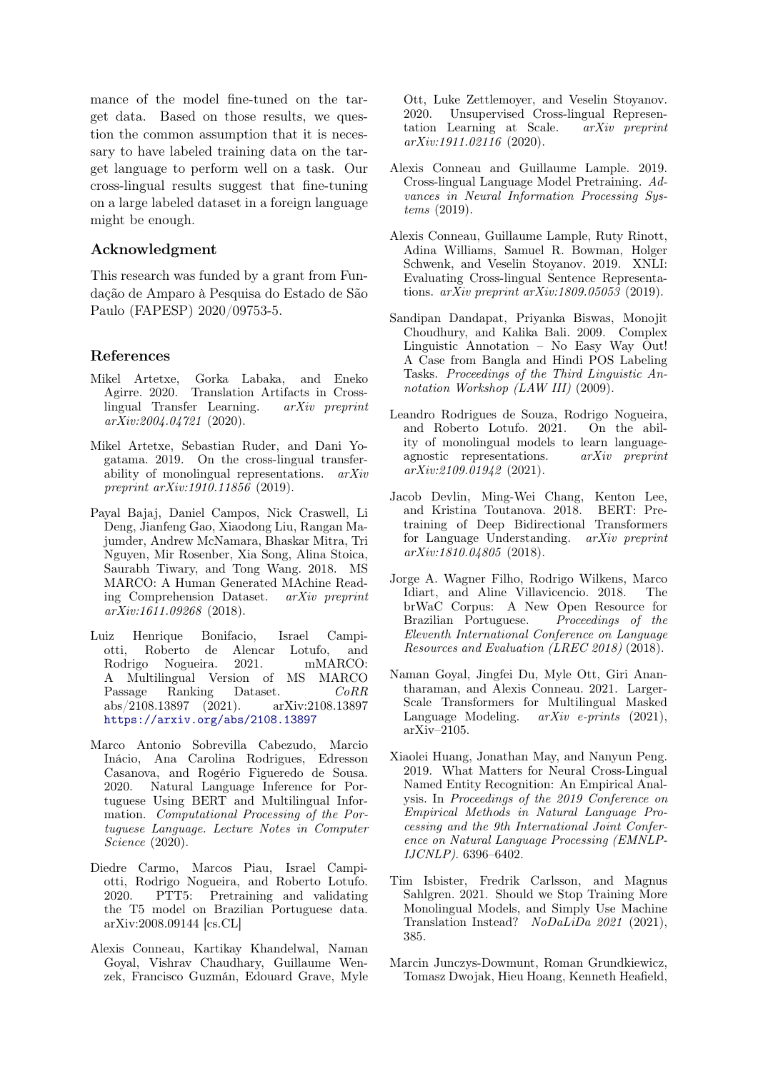mance of the model fine-tuned on the target data. Based on those results, we question the common assumption that it is necessary to have labeled training data on the target language to perform well on a task. Our cross-lingual results suggest that fine-tuning on a large labeled dataset in a foreign language might be enough.

## Acknowledgment

This research was funded by a grant from Fundação de Amparo à Pesquisa do Estado de São Paulo (FAPESP) 2020/09753-5.

## References

Mikel Artetxe, Gorka Labaka, and Eneko Agirre. 2020. Translation Artifacts in Cross-lingual Transfer Learning. *arXiv preprint arXiv:2004.04721* (2020).

Mikel Artetxe, Sebastian Ruder, and Dani Yogatama. 2019. On the cross-lingual transferability of monolingual representations. *arXiv preprint arXiv:1910.11856* (2019).

Payal Bajaj, Daniel Campos, Nick Craswell, Li Deng, Jianfeng Gao, Xiaodong Liu, Rangan Majumder, Andrew McNamara, Bhaskar Mitra, Tri Nguyen, Mir Rosenber, Xia Song, Alina Stoica, Saurabh Tiwary, and Tong Wang. 2018. MS MARCO: A Human Generated MAchine Reading Comprehension Dataset. *arXiv preprint arXiv:1611.09268* (2018).

Luiz Henrique Bonifacio, Israel Campiotti, Roberto de Alencar Lotufo, and Rodrigo Nogueira. 2021. mMARCO: A Multilingual Version of MS MARCO Passage Ranking Dataset. *CoRR* abs/2108.13897 (2021). arXiv:2108.13897 https://arxiv.org/abs/2108.13897

Marco Antonio Sobrevilla Cabezudo, Marcio Inácio, Ana Carolina Rodrigues, Edresson Casanova, and Rogério Figueredo de Sousa. 2020. Natural Language Inference for Portuguese Using BERT and Multilingual Information. *Computational Processing of the Portuguese Language. Lecture Notes in Computer Science* (2020).

Diedre Carmo, Marcos Piau, Israel Campiotti, Rodrigo Nogueira, and Roberto Lotufo. 2020. PTT5: Pretraining and validating the T5 model on Brazilian Portuguese data. arXiv:2008.09144 [cs.CL]

Alexis Conneau, Kartikay Khandelwal, Naman Goyal, Vishrav Chaudhary, Guillaume Wenzek, Francisco Guzmán, Edouard Grave, Myle Ott, Luke Zettlemoyer, and Veselin Stoyanov. 2020. Unsupervised Cross-lingual Representation Learning at Scale. *arXiv preprint arXiv:1911.02116* (2020).

Alexis Conneau and Guillaume Lample. 2019. Cross-lingual Language Model Pretraining. *Advances in Neural Information Processing Systems* (2019).

Alexis Conneau, Guillaume Lample, Ruty Rinott, Adina Williams, Samuel R. Bowman, Holger Schwenk, and Veselin Stoyanov. 2019. XNLI: Evaluating Cross-lingual Sentence Representations. *arXiv preprint arXiv:1809.05053* (2019).

Sandipan Dandapat, Priyanka Biswas, Monojit Choudhury, and Kalika Bali. 2009. Complex Linguistic Annotation – No Easy Way Out! A Case from Bangla and Hindi POS Labeling Tasks. *Proceedings of the Third Linguistic Annotation Workshop (LAW III)* (2009).

Leandro Rodrigues de Souza, Rodrigo Nogueira, and Roberto Lotufo. 2021. On the ability of monolingual models to learn language-agnostic representations. *arXiv preprint arXiv:2109.01942* (2021).

Jacob Devlin, Ming-Wei Chang, Kenton Lee, and Kristina Toutanova. 2018. BERT: Pre-training of Deep Bidirectional Transformers for Language Understanding. *arXiv preprint arXiv:1810.04805* (2018).

Jorge A. Wagner Filho, Rodrigo Wilkens, Marco Idiart, and Aline Villavicencio. 2018. The brWaC Corpus: A New Open Resource for Brazilian Portuguese. *Proceedings of the Eleventh International Conference on Language Resources and Evaluation (LREC 2018)* (2018).

Naman Goyal, Jingfei Du, Myle Ott, Giri Anantharaman, and Alexis Conneau. 2021. Larger-Scale Transformers for Multilingual Masked Language Modeling. *arXiv e-prints* (2021), arXiv–2105.

Xiaolei Huang, Jonathan May, and Nanyun Peng. 2019. What Matters for Neural Cross-Lingual Named Entity Recognition: An Empirical Analysis. In *Proceedings of the 2019 Conference on Empirical Methods in Natural Language Processing and the 9th International Joint Conference on Natural Language Processing (EMNLP-IJCNLP)*. 6396–6402.

Tim Isbister, Fredrik Carlsson, and Magnus Sahlgren. 2021. Should we Stop Training More Monolingual Models, and Simply Use Machine Translation Instead? *NoDaLiDa 2021* (2021), 385.

Marcin Junczys-Dowmunt, Roman Grundkiewicz, Tomasz Dwojak, Hieu Hoang, Kenneth Heafield,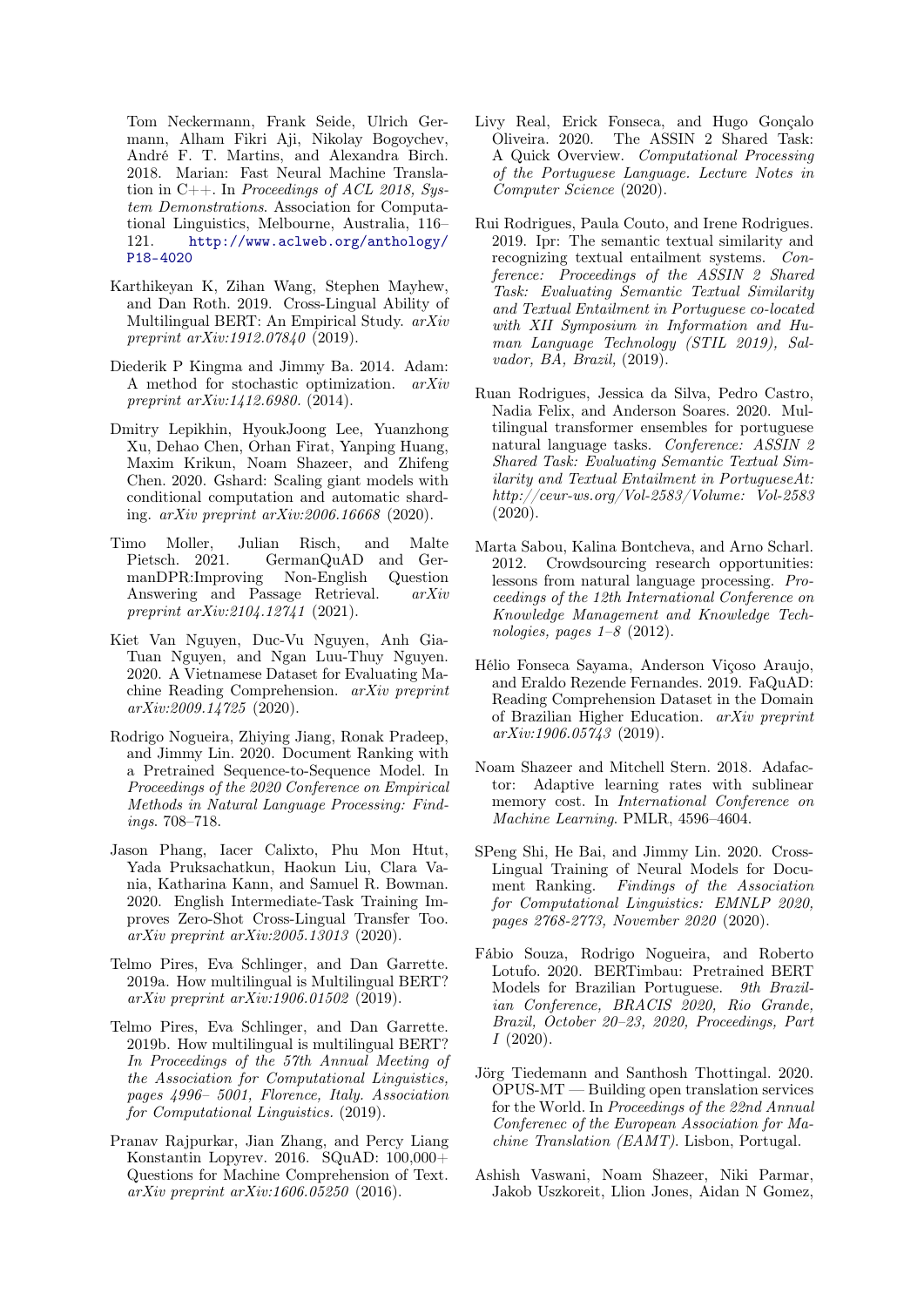Tom Neckermann, Frank Seide, Ulrich Germann, Alham Fikri Aji, Nikolay Bogoychev, André F. T. Martins, and Alexandra Birch. 2018. Marian: Fast Neural Machine Translation in C++. In *Proceedings of ACL 2018, System Demonstrations*. Association for Computational Linguistics, Melbourne, Australia, 116–121. http://www.aclweb.org/anthology/P18-4020

Karthikeyan K, Zihan Wang, Stephen Mayhew, and Dan Roth. 2019. Cross-Lingual Ability of Multilingual BERT: An Empirical Study. *arXiv preprint arXiv:1912.07840* (2019).

Diederik P Kingma and Jimmy Ba. 2014. Adam: A method for stochastic optimization. *arXiv preprint arXiv:1412.6980.* (2014).

Dmitry Lepikhin, HyoukJoong Lee, Yuanzhong Xu, Dehao Chen, Orhan Firat, Yanping Huang, Maxim Krikun, Noam Shazeer, and Zhifeng Chen. 2020. Gshard: Scaling giant models with conditional computation and automatic sharding. *arXiv preprint arXiv:2006.16668* (2020).

Timo Moller, Julian Risch, and Malte Pietsch. 2021. GermanQuAD and GermanDPR:Improving Non-English Question Answering and Passage Retrieval. *arXiv preprint arXiv:2104.12741* (2021).

Kiet Van Nguyen, Duc-Vu Nguyen, Anh Gia-Tuan Nguyen, and Ngan Luu-Thuy Nguyen. 2020. A Vietnamese Dataset for Evaluating Machine Reading Comprehension. *arXiv preprint arXiv:2009.14725* (2020).

Rodrigo Nogueira, Zhiying Jiang, Ronak Pradeep, and Jimmy Lin. 2020. Document Ranking with a Pretrained Sequence-to-Sequence Model. In *Proceedings of the 2020 Conference on Empirical Methods in Natural Language Processing: Findings*. 708–718.

Jason Phang, Iacer Calixto, Phu Mon Htut, Yada Pruksachatkun, Haokun Liu, Clara Vania, Katharina Kann, and Samuel R. Bowman. 2020. English Intermediate-Task Training Improves Zero-Shot Cross-Lingual Transfer Too. *arXiv preprint arXiv:2005.13013* (2020).

Telmo Pires, Eva Schlinger, and Dan Garrette. 2019a. How multilingual is Multilingual BERT? *arXiv preprint arXiv:1906.01502* (2019).

Telmo Pires, Eva Schlinger, and Dan Garrette. 2019b. How multilingual is multilingual BERT? *In Proceedings of the 57th Annual Meeting of the Association for Computational Linguistics, pages 4996– 5001, Florence, Italy. Association for Computational Linguistics.* (2019).

Pranav Rajpurkar, Jian Zhang, and Percy Liang Konstantin Lopyrev. 2016. SQuAD: 100,000+ Questions for Machine Comprehension of Text. *arXiv preprint arXiv:1606.05250* (2016).

Livy Real, Erick Fonseca, and Hugo Gonçalo Oliveira. 2020. The ASSIN 2 Shared Task: A Quick Overview. *Computational Processing of the Portuguese Language. Lecture Notes in Computer Science* (2020).

Rui Rodrigues, Paula Couto, and Irene Rodrigues. 2019. Ipr: The semantic textual similarity and recognizing textual entailment systems. *Conference: Proceedings of the ASSIN 2 Shared Task: Evaluating Semantic Textual Similarity and Textual Entailment in Portuguese co-located with XII Symposium in Information and Human Language Technology (STIL 2019), Salvador, BA, Brazil,* (2019).

Ruan Rodrigues, Jessica da Silva, Pedro Castro, Nadia Felix, and Anderson Soares. 2020. Multilingual transformer ensembles for portuguese natural language tasks. *Conference: ASSIN 2 Shared Task: Evaluating Semantic Textual Similarity and Textual Entailment in PortugueseAt: http://ceur-ws.org/Vol-2583/Volume: Vol-2583* (2020).

Marta Sabou, Kalina Bontcheva, and Arno Scharl. 2012. Crowdsourcing research opportunities: lessons from natural language processing. *Proceedings of the 12th International Conference on Knowledge Management and Knowledge Technologies, pages 1–8* (2012).

Hélio Fonseca Sayama, Anderson Viçoso Araujo, and Eraldo Rezende Fernandes. 2019. FaQuAD: Reading Comprehension Dataset in the Domain of Brazilian Higher Education. *arXiv preprint arXiv:1906.05743* (2019).

Noam Shazeer and Mitchell Stern. 2018. Adafactor: Adaptive learning rates with sublinear memory cost. In *International Conference on Machine Learning*. PMLR, 4596–4604.

SPeng Shi, He Bai, and Jimmy Lin. 2020. Cross-Lingual Training of Neural Models for Document Ranking. *Findings of the Association for Computational Linguistics: EMNLP 2020, pages 2768-2773, November 2020* (2020).

Fábio Souza, Rodrigo Nogueira, and Roberto Lotufo. 2020. BERTimbau: Pretrained BERT Models for Brazilian Portuguese. *9th Brazilian Conference, BRACIS 2020, Rio Grande, Brazil, October 20–23, 2020, Proceedings, Part I* (2020).

Jörg Tiedemann and Santhosh Thottingal. 2020. OPUS-MT — Building open translation services for the World. In *Proceedings of the 22nd Annual Conferenec of the European Association for Machine Translation (EAMT)*. Lisbon, Portugal.

Ashish Vaswani, Noam Shazeer, Niki Parmar, Jakob Uszkoreit, Llion Jones, Aidan N Gomez,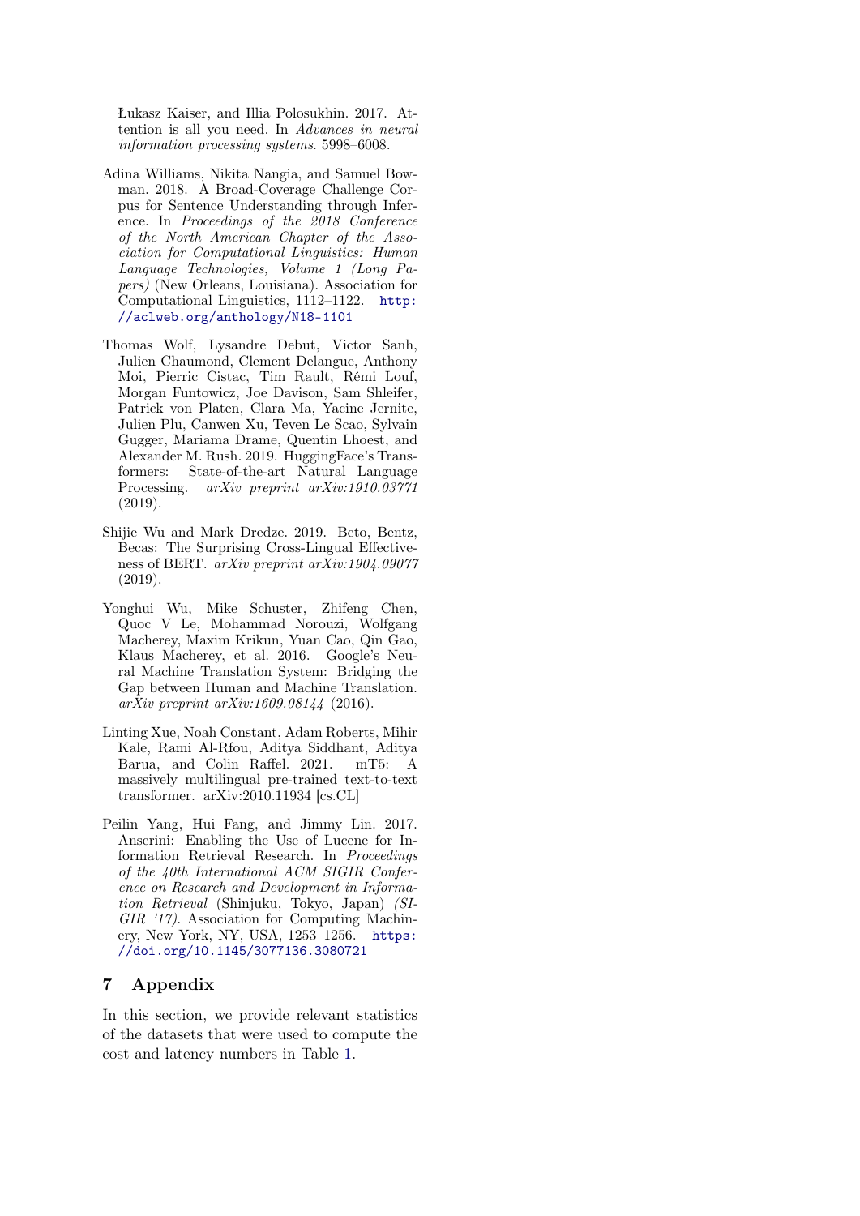Łukasz Kaiser, and Illia Polosukhin. 2017. Attention is all you need. In *Advances in neural information processing systems*. 5998–6008.

Adina Williams, Nikita Nangia, and Samuel Bowman. 2018. A Broad-Coverage Challenge Corpus for Sentence Understanding through Inference. In *Proceedings of the 2018 Conference of the North American Chapter of the Association for Computational Linguistics: Human Language Technologies, Volume 1 (Long Papers)* (New Orleans, Louisiana). Association for Computational Linguistics, 1112–1122. http://aclweb.org/anthology/N18-1101

Thomas Wolf, Lysandre Debut, Victor Sanh, Julien Chaumond, Clement Delangue, Anthony Moi, Pierric Cistac, Tim Rault, Rémi Louf, Morgan Funtowicz, Joe Davison, Sam Shleifer, Patrick von Platen, Clara Ma, Yacine Jernite, Julien Plu, Canwen Xu, Teven Le Scao, Sylvain Gugger, Mariama Drame, Quentin Lhoest, and Alexander M. Rush. 2019. HuggingFace's Transformers: State-of-the-art Natural Language Processing. *arXiv preprint arXiv:1910.03771* (2019).

Shijie Wu and Mark Dredze. 2019. Beto, Bentz, Becas: The Surprising Cross-Lingual Effectiveness of BERT. *arXiv preprint arXiv:1904.09077* (2019).

Yonghui Wu, Mike Schuster, Zhifeng Chen, Quoc V Le, Mohammad Norouzi, Wolfgang Macherey, Maxim Krikun, Yuan Cao, Qin Gao, Klaus Macherey, et al. 2016. Google's Neural Machine Translation System: Bridging the Gap between Human and Machine Translation. *arXiv preprint arXiv:1609.08144* (2016).

Linting Xue, Noah Constant, Adam Roberts, Mihir Kale, Rami Al-Rfou, Aditya Siddhant, Aditya Barua, and Colin Raffel. 2021. mT5: A massively multilingual pre-trained text-to-text transformer. arXiv:2010.11934 [cs.CL]

Peilin Yang, Hui Fang, and Jimmy Lin. 2017. Anserini: Enabling the Use of Lucene for Information Retrieval Research. In *Proceedings of the 40th International ACM SIGIR Conference on Research and Development in Information Retrieval* (Shinjuku, Tokyo, Japan) *(SIGIR '17)*. Association for Computing Machinery, New York, NY, USA, 1253–1256. https://doi.org/10.1145/3077136.3080721

## 7 Appendix

In this section, we provide relevant statistics of the datasets that were used to compute the cost and latency numbers in Table 1.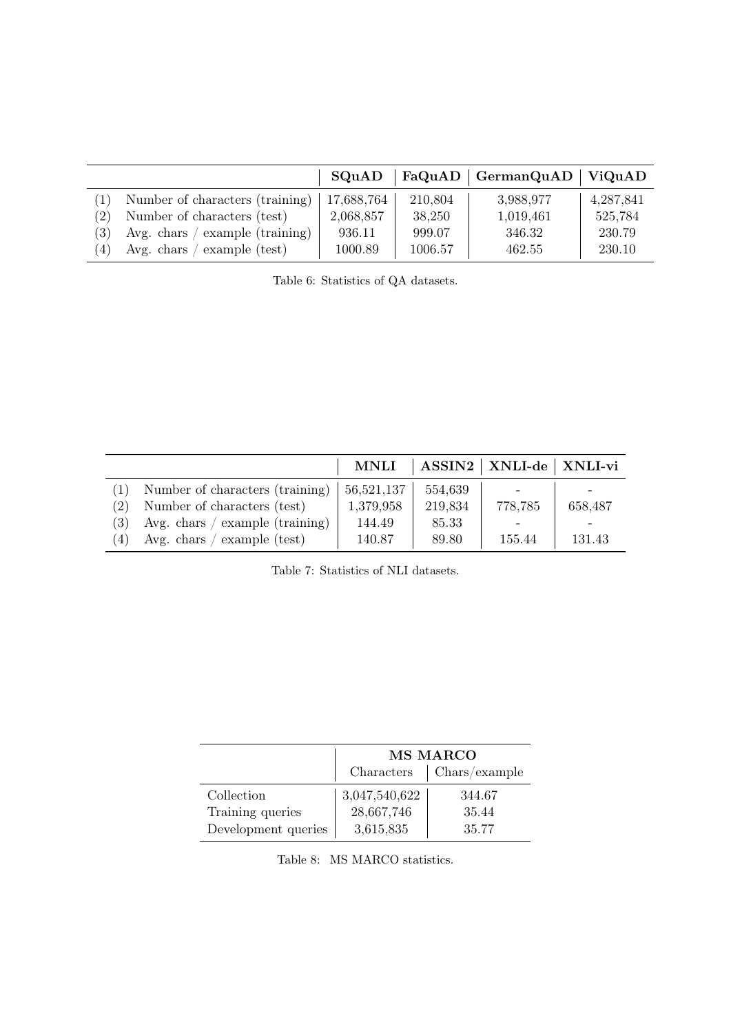| | | SQuAD | FaQuAD | GermanQuAD | ViQuAD |
|---|---|---|---|---|---|
| (1) | Number of characters (training) | 17,688,764 | 210,804 | 3,988,977 | 4,287,841 |
| (2) | Number of characters (test) | 2,068,857 | 38,250 | 1,019,461 | 525,784 |
| (3) | Avg. chars / example (training) | 936.11 | 999.07 | 346.32 | 230.79 |
| (4) | Avg. chars / example (test) | 1000.89 | 1006.57 | 462.55 | 230.10 |

Table 6: Statistics of QA datasets.

| | | MNLI | ASSIN2 | XNLI-de | XNLI-vi |
|---|---|---|---|---|---|
| (1) | Number of characters (training) | 56,521,137 | 554,639 | - | - |
| (2) | Number of characters (test) | 1,379,958 | 219,834 | 778,785 | 658,487 |
| (3) | Avg. chars / example (training) | 144.49 | 85.33 | - | - |
| (4) | Avg. chars / example (test) | 140.87 | 89.80 | 155.44 | 131.43 |

Table 7: Statistics of NLI datasets.

| | MS MARCO | |
|---|---|---|
| | Characters | Chars/example |
| Collection | 3,047,540,622 | 344.67 |
| Training queries | 28,667,746 | 35.44 |
| Development queries | 3,615,835 | 35.77 |

Table 8: MS MARCO statistics.